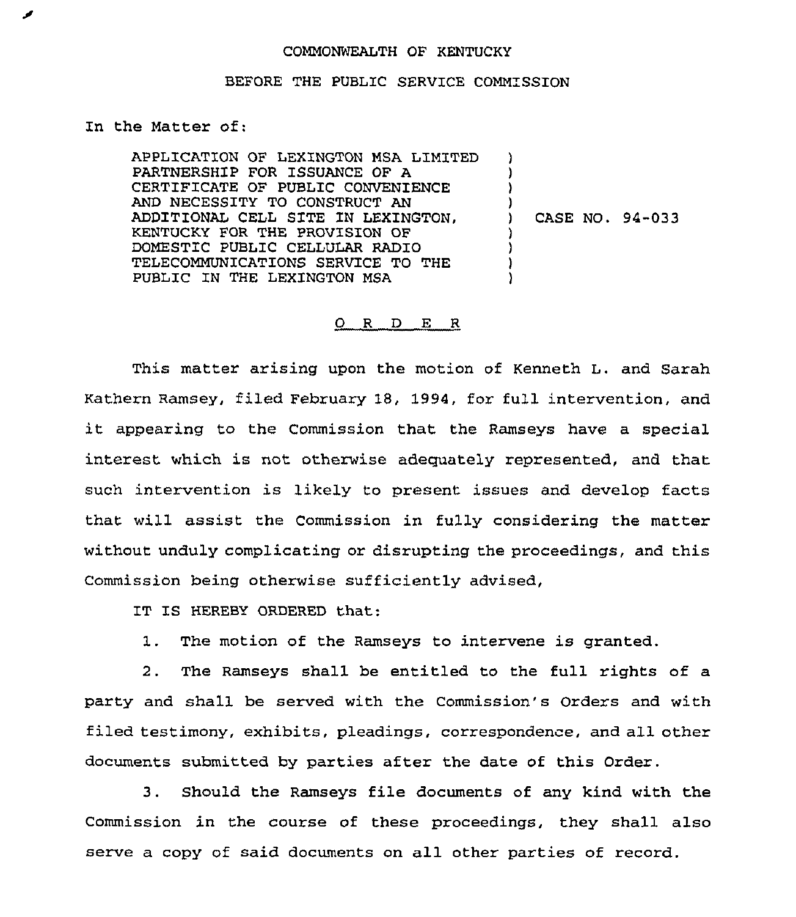COMMONWEALTH OF KENTUCKY

BEFORE THE PUBLIC SERVICE COMMISSION

In the Matter of:

| | |
|---|---|
| APPLICATION OF LEXINGTON MSA LIMITED PARTNERSHIP FOR ISSUANCE OF A CERTIFICATE OF PUBLIC CONVENIENCE AND NECESSITY TO CONSTRUCT AN ADDITIONAL CELL SITE IN LEXINGTON, KENTUCKY FOR THE PROVISION OF DOMESTIC PUBLIC CELLULAR RADIO TELECOMMUNICATIONS SERVICE TO THE PUBLIC IN THE LEXINGTON MSA | ) CASE NO. 94-033 |

O R D E R

This matter arising upon the motion of Kenneth L. and Sarah Kathern Ramsey, filed February 18, 1994, for full intervention, and it appearing to the Commission that the Ramseys have a special interest which is not otherwise adequately represented, and that such intervention is likely to present issues and develop facts that will assist the Commission in fully considering the matter without unduly complicating or disrupting the proceedings, and this Commission being otherwise sufficiently advised,

IT IS HEREBY ORDERED that:

1. The motion of the Ramseys to intervene is granted.

2. The Ramseys shall be entitled to the full rights of a party and shall be served with the Commission's Orders and with filed testimony, exhibits, pleadings, correspondence, and all other documents submitted by parties after the date of this Order.

3. Should the Ramseys file documents of any kind with the Commission in the course of these proceedings, they shall also serve a copy of said documents on all other parties of record.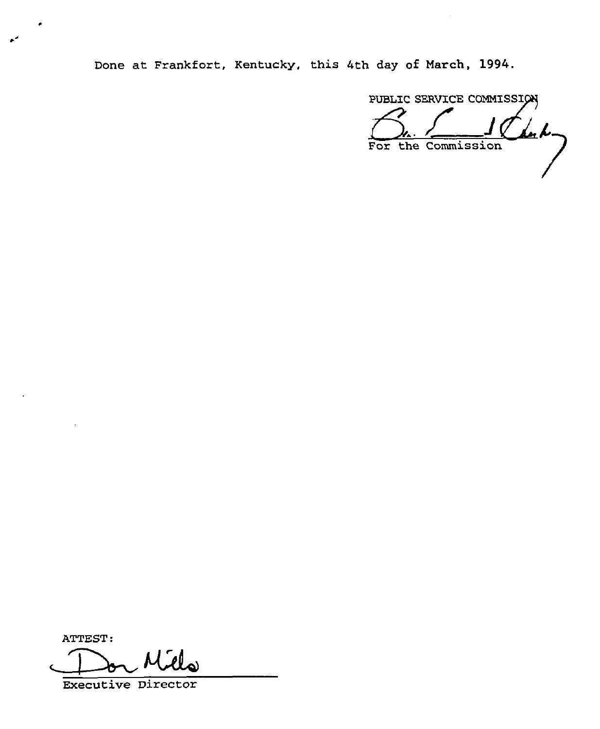Done at Frankfort, Kentucky, this 4th day of March, 1994.

PUBLIC SERVICE COMMISSION

For the Commission

ATTEST:

Executive Director